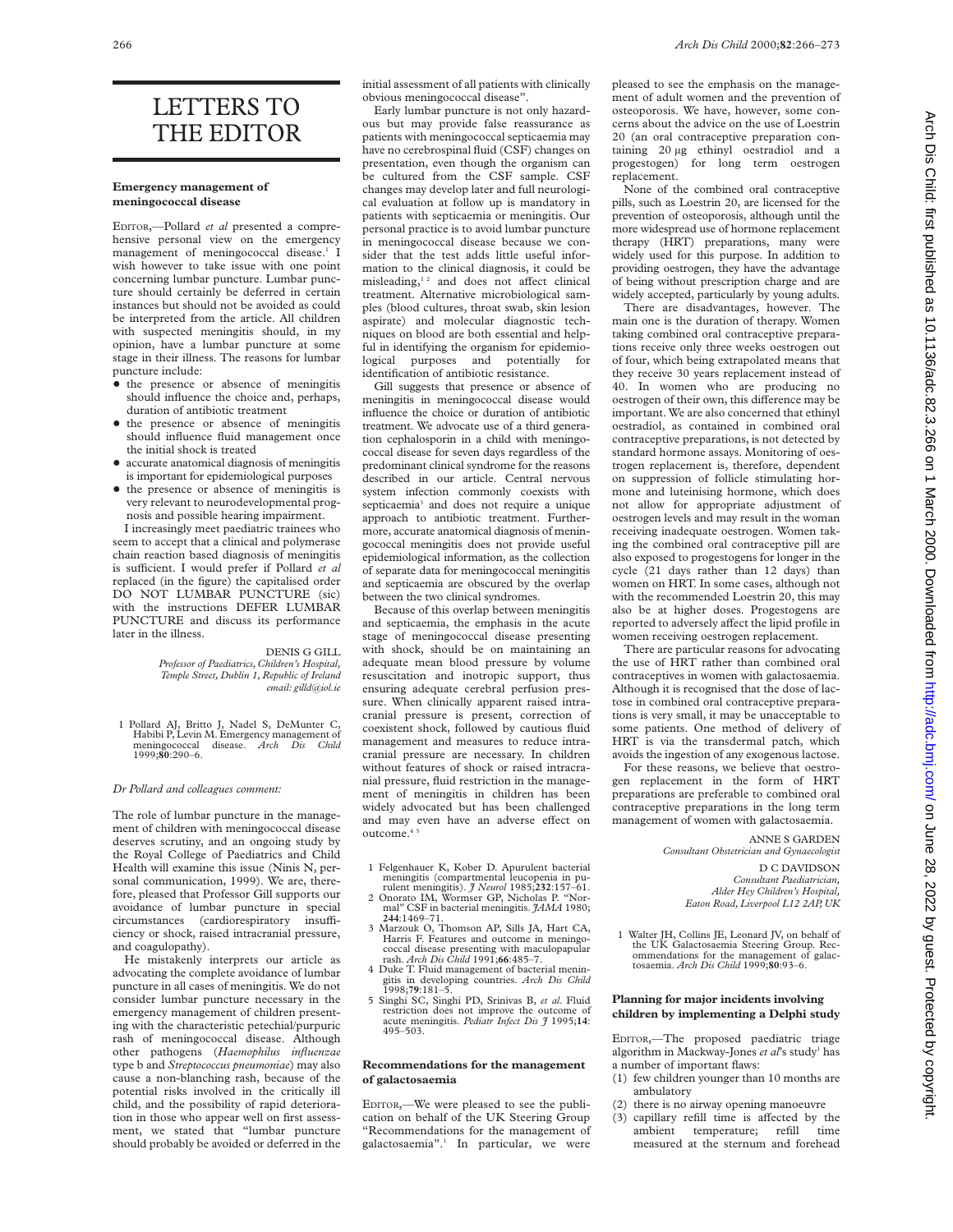# LETTERS TO THE EDITOR

## Emergency management of meningococcal disease

EDITOR,—Pollard *et al* presented a comprehensive personal view on the emergency management of meningococcal disease.[1] I wish however to take issue with one point concerning lumbar puncture. Lumbar puncture should certainly be deferred in certain instances but should not be avoided as could be interpreted from the article. All children with suspected meningitis should, in my opinion, have a lumbar puncture at some stage in their illness. The reasons for lumbar puncture include:

- the presence or absence of meningitis should influence the choice and, perhaps, duration of antibiotic treatment
- the presence or absence of meningitis should influence fluid management once the initial shock is treated
- accurate anatomical diagnosis of meningitis is important for epidemiological purposes
- the presence or absence of meningitis is very relevant to neurodevelopmental prognosis and possible hearing impairment.

I increasingly meet paediatric trainees who seem to accept that a clinical and polymerase chain reaction based diagnosis of meningitis is sufficient. I would prefer if Pollard *et al* replaced (in the figure) the capitalised order DO NOT LUMBAR PUNCTURE (sic) with the instructions DEFER LUMBAR PUNCTURE and discuss its performance later in the illness.

DENIS G GILL
*Professor of Paediatrics, Children's Hospital, Temple Street, Dublin 1, Republic of Ireland*
*email: gilld@iol.ie*

1 Pollard AJ, Britto J, Nadel S, DeMunter C, Habibi P, Levin M. Emergency management of meningococcal disease. *Arch Dis Child* 1999;**80**:290–6.

*Dr Pollard and colleagues comment:*

The role of lumbar puncture in the management of children with meningococcal disease deserves scrutiny, and an ongoing study by the Royal College of Paediatrics and Child Health will examine this issue (Ninis N, personal communication, 1999). We are, therefore, pleased that Professor Gill supports our avoidance of lumbar puncture in special circumstances (cardiorespiratory insufficiency or shock, raised intracranial pressure, and coagulopathy).

He mistakenly interprets our article as advocating the complete avoidance of lumbar puncture in all cases of meningitis. We do not consider lumbar puncture necessary in the emergency management of children presenting with the characteristic petechial/purpuric rash of meningococcal disease. Although other pathogens (*Haemophilus influenzae* type b and *Streptococcus pneumoniae*) may also cause a non-blanching rash, because of the potential risks involved in the critically ill child, and the possibility of rapid deterioration in those who appear well on first assessment, we stated that "lumbar puncture should probably be avoided or deferred in the initial assessment of all patients with clinically obvious meningococcal disease".

Early lumbar puncture is not only hazardous but may provide false reassurance as patients with meningococcal septicaemia may have no cerebrospinal fluid (CSF) changes on presentation, even though the organism can be cultured from the CSF sample. CSF changes may develop later and full neurological evaluation at follow up is mandatory in patients with septicaemia or meningitis. Our personal practice is to avoid lumbar puncture in meningococcal disease because we consider that the test adds little useful information to the clinical diagnosis, it could be misleading,[1,2] and does not affect clinical treatment. Alternative microbiological samples (blood cultures, throat swab, skin lesion aspirate) and molecular diagnostic techniques on blood are both essential and helpful in identifying the organism for epidemiological purposes and potentially for identification of antibiotic resistance.

Gill suggests that presence or absence of meningitis in meningococcal disease would influence the choice or duration of antibiotic treatment. We advocate use of a third generation cephalosporin in a child with meningococcal disease for seven days regardless of the predominant clinical syndrome for the reasons described in our article. Central nervous system infection commonly coexists with septicaemia[3] and does not require a unique approach to antibiotic treatment. Furthermore, accurate anatomical diagnosis of meningococcal meningitis does not provide useful epidemiological information, as the collection of separate data for meningococcal meningitis and septicaemia are obscured by the overlap between the two clinical syndromes.

Because of this overlap between meningitis and septicaemia, the emphasis in the acute stage of meningococcal disease presenting with shock, should be on maintaining an adequate mean blood pressure by volume resuscitation and inotropic support, thus ensuring adequate cerebral perfusion pressure. When clinically apparent raised intracranial pressure is present, correction of coexistent shock, followed by cautious fluid management and measures to reduce intracranial pressure are necessary. In children without features of shock or raised intracranial pressure, fluid restriction in the management of meningitis in children has been widely advocated but has been challenged and may even have an adverse effect on outcome.[4,5]

1 Felgenhauer K, Kober D. Apurulent bacterial meningitis (compartmental leucopenia in purulent meningitis). *J Neurol* 1985;**232**:157–61.
2 Onorato IM, Wormser GP, Nicholas P. "Normal" CSF in bacterial meningitis. *JAMA* 1980; **244**:1469–71.
3 Marzouk O, Thomson AP, Sills JA, Hart CA, Harris F. Features and outcome in meningococcal disease presenting with maculopapular rash. *Arch Dis Child* 1991;**66**:485–7.
4 Duke T. Fluid management of bacterial meningitis in developing countries. *Arch Dis Child* 1998;**79**:181–5.
5 Singhi SC, Singhi PD, Srinivas B, *et al*. Fluid restriction does not improve the outcome of acute meningitis. *Pediatr Infect Dis J* 1995;**14**: 495–503.

## Recommendations for the management of galactosaemia

EDITOR,—We were pleased to see the publication on behalf of the UK Steering Group "Recommendations for the management of galactosaemia".[1] In particular, we were pleased to see the emphasis on the management of adult women and the prevention of osteoporosis. We have, however, some concerns about the advice on the use of Loestrin 20 (an oral contraceptive preparation containing 20 μg ethinyl oestradiol and a progestogen) for long term oestrogen replacement.

None of the combined oral contraceptive pills, such as Loestrin 20, are licensed for the prevention of osteoporosis, although until the more widespread use of hormone replacement therapy (HRT) preparations, many were widely used for this purpose. In addition to providing oestrogen, they have the advantage of being without prescription charge and are widely accepted, particularly by young adults.

There are disadvantages, however. The main one is the duration of therapy. Women taking combined oral contraceptive preparations receive only three weeks oestrogen out of four, which being extrapolated means that they receive 30 years replacement instead of 40. In women who are producing no oestrogen of their own, this difference may be important. We are also concerned that ethinyl oestradiol, as contained in combined oral contraceptive preparations, is not detected by standard hormone assays. Monitoring of oestrogen replacement is, therefore, dependent on suppression of follicle stimulating hormone and luteinising hormone, which does not allow for appropriate adjustment of oestrogen levels and may result in the woman receiving inadequate oestrogen. Women taking the combined oral contraceptive pill are also exposed to progestogens for longer in the cycle (21 days rather than 12 days) than women on HRT. In some cases, although not with the recommended Loestrin 20, this may also be at higher doses. Progestogens are reported to adversely affect the lipid profile in women receiving oestrogen replacement.

There are particular reasons for advocating the use of HRT rather than combined oral contraceptives in women with galactosaemia. Although it is recognised that the dose of lactose in combined oral contraceptive preparations is very small, it may be unacceptable to some patients. One method of delivery of HRT is via the transdermal patch, which avoids the ingestion of any exogenous lactose.

For these reasons, we believe that oestrogen replacement in the form of HRT preparations are preferable to combined oral contraceptive preparations in the long term management of women with galactosaemia.

ANNE S GARDEN
*Consultant Obstetrician and Gynaecologist*

D C DAVIDSON
*Consultant Paediatrician, Alder Hey Children's Hospital, Eaton Road, Liverpool L12 2AP, UK*

1 Walter JH, Collins JE, Leonard JV, on behalf of the UK Galactosaemia Steering Group. Recommendations for the management of galactosaemia. *Arch Dis Child* 1999;**80**:93–6.

## Planning for major incidents involving children by implementing a Delphi study

EDITOR,—The proposed paediatric triage algorithm in Mackway-Jones *et al*'s study[1] has a number of important flaws:

(1) few children younger than 10 months are ambulatory
(2) there is no airway opening manoeuvre
(3) capillary refill time is affected by the ambient temperature; refill time measured at the sternum and forehead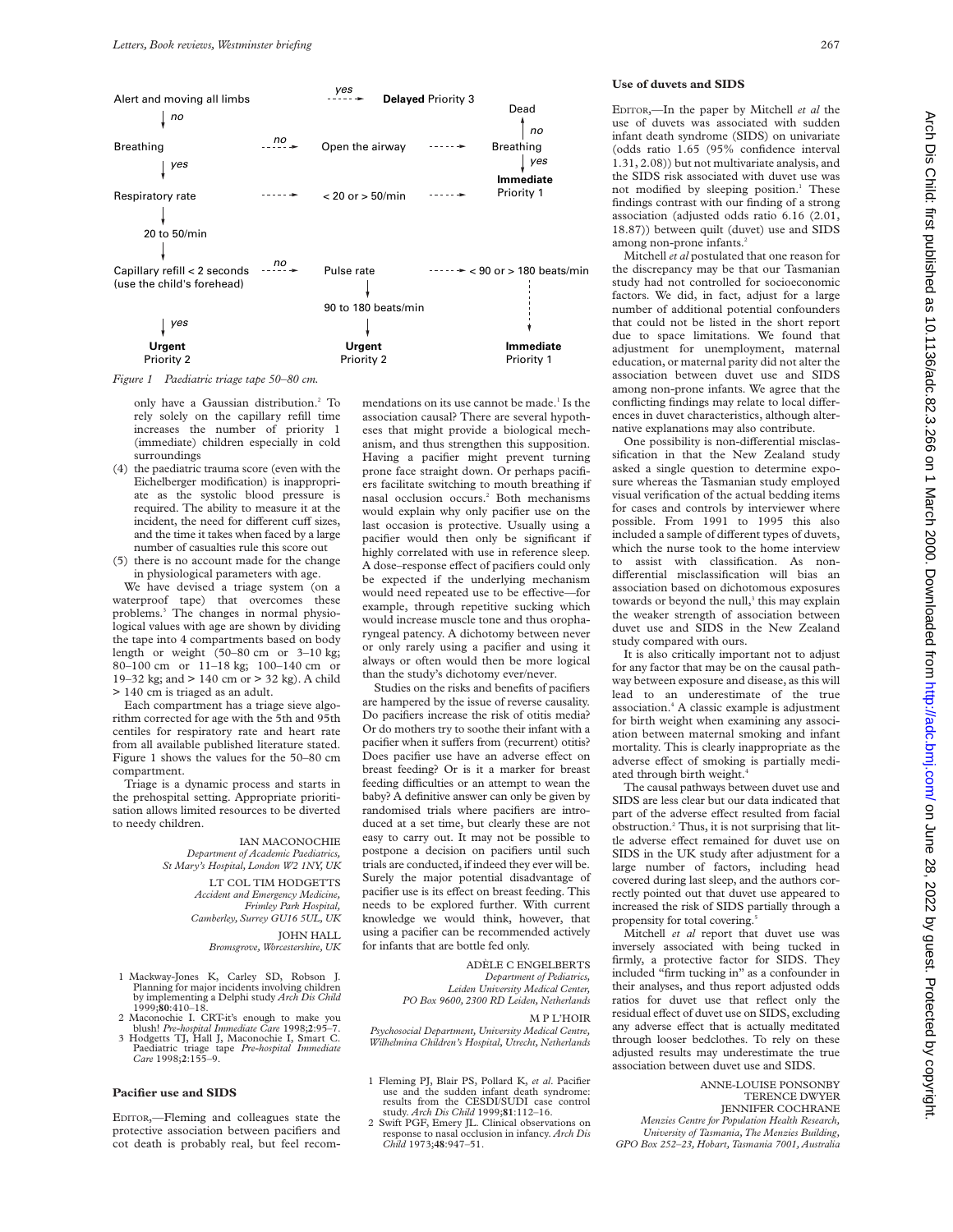Alert and moving all limbs --yes--> **Delayed** Priority 3

Breathing --no--> Open the airway --> Breathing: no → Dead; yes → **Immediate** Priority 1

Respiratory rate --> < 20 or > 50/min --> **Immediate** Priority 1

20 to 50/min

Capillary refill < 2 seconds (use the child's forehead) --no--> Pulse rate --> < 90 or > 180 beats/min --> **Immediate** Priority 1

Pulse rate: 90 to 180 beats/min --> **Urgent** Priority 2

Capillary refill: yes --> **Urgent** Priority 2

*Figure 1 Paediatric triage tape 50–80 cm.*

only have a Gaussian distribution.[2] To rely solely on the capillary refill time increases the number of priority 1 (immediate) children especially in cold surroundings

(4) the paediatric trauma score (even with the Eichelberger modification) is inappropriate as the systolic blood pressure is required. The ability to measure it at the incident, the need for different cuff sizes, and the time it takes when faced by a large number of casualties rule this score out

(5) there is no account made for the change in physiological parameters with age.

We have devised a triage system (on a waterproof tape) that overcomes these problems.[3] The changes in normal physiological values with age are shown by dividing the tape into 4 compartments based on body length or weight (50–80 cm or 3–10 kg; 80–100 cm or 11–18 kg; 100–140 cm or 19–32 kg; and > 140 cm or > 32 kg). A child > 140 cm is triaged as an adult.

Each compartment has a triage sieve algorithm corrected for age with the 5th and 95th centiles for respiratory rate and heart rate from all available published literature stated. Figure 1 shows the values for the 50–80 cm compartment.

Triage is a dynamic process and starts in the prehospital setting. Appropriate prioritisation allows limited resources to be diverted to needy children.

IAN MACONOCHIE
*Department of Academic Paediatrics, St Mary's Hospital, London W2 1NY, UK*

LT COL TIM HODGETTS
*Accident and Emergency Medicine, Frimley Park Hospital, Camberley, Surrey GU16 5UL, UK*

JOHN HALL
*Bromsgrove, Worcestershire, UK*

1 Mackway-Jones K, Carley SD, Robson J. Planning for major incidents involving children by implementing a Delphi study *Arch Dis Child* 1999;**80**:410–18.
2 Maconochie I. CRT-it's enough to make you blush! *Pre-hospital Immediate Care* 1998;**2**:95–7.
3 Hodgetts TJ, Hall J, Maconochie I, Smart C. Paediatric triage tape *Pre-hospital Immediate Care* 1998;**2**:155–9.

## Pacifier use and SIDS

EDITOR,—Fleming and colleagues state the protective association between pacifiers and cot death is probably real, but feel recommendations on its use cannot be made.[1] Is the association causal? There are several hypotheses that might provide a biological mechanism, and thus strengthen this supposition. Having a pacifier might prevent turning prone face straight down. Or perhaps pacifiers facilitate switching to mouth breathing if nasal occlusion occurs.[2] Both mechanisms would explain why only pacifier use on the last occasion is protective. Usually using a pacifier would then only be significant if highly correlated with use in reference sleep. A dose–response effect of pacifiers could only be expected if the underlying mechanism would need repeated use to be effective—for example, through repetitive sucking which would increase muscle tone and thus oropharyngeal patency. A dichotomy between never or only rarely using a pacifier and using it always or often would then be more logical than the study's dichotomy ever/never.

Studies on the risks and benefits of pacifiers are hampered by the issue of reverse causality. Do pacifiers increase the risk of otitis media? Or do mothers try to soothe their infant with a pacifier when it suffers from (recurrent) otitis? Does pacifier use have an adverse effect on breast feeding? Or is it a marker for breast feeding difficulties or an attempt to wean the baby? A definitive answer can only be given by randomised trials where pacifiers are introduced at a set time, but clearly these are not easy to carry out. It may not be possible to postpone a decision on pacifiers until such trials are conducted, if indeed they ever will be. Surely the major potential disadvantage of pacifier use is its effect on breast feeding. This needs to be explored further. With current knowledge we would think, however, that using a pacifier can be recommended actively for infants that are bottle fed only.

ADÈLE C ENGELBERTS
*Department of Pediatrics, Leiden University Medical Center, PO Box 9600, 2300 RD Leiden, Netherlands*

M P L'HOIR
*Psychosocial Department, University Medical Centre, Wilhelmina Children's Hospital, Utrecht, Netherlands*

1 Fleming PJ, Blair PS, Pollard K, *et al*. Pacifier use and the sudden infant death syndrome: results from the CESDI/SUDI case control study. *Arch Dis Child* 1999;**81**:112–16.
2 Swift PGF, Emery JL. Clinical observations on response to nasal occlusion in infancy. *Arch Dis Child* 1973;**48**:947–51.

## Use of duvets and SIDS

EDITOR,—In the paper by Mitchell *et al* the use of duvets was associated with sudden infant death syndrome (SIDS) on univariate (odds ratio 1.65 (95% confidence interval 1.31, 2.08)) but not multivariate analysis, and the SIDS risk associated with duvet use was not modified by sleeping position.[1] These findings contrast with our finding of a strong association (adjusted odds ratio 6.16 (2.01, 18.87)) between quilt (duvet) use and SIDS among non-prone infants.[2]

Mitchell *et al* postulated that one reason for the discrepancy may be that our Tasmanian study had not controlled for socioeconomic factors. We did, in fact, adjust for a large number of additional potential confounders that could not be listed in the short report due to space limitations. We found that adjustment for unemployment, maternal education, or maternal parity did not alter the association between duvet use and SIDS among non-prone infants. We agree that the conflicting findings may relate to local differences in duvet characteristics, although alternative explanations may also contribute.

One possibility is non-differential misclassification in that the New Zealand study asked a single question to determine exposure whereas the Tasmanian study employed visual verification of the actual bedding items for cases and controls by interviewer where possible. From 1991 to 1995 this also included a sample of different types of duvets, which the nurse took to the home interview to assist with classification. As non-differential misclassification will bias an association based on dichotomous exposures towards or beyond the null,[3] this may explain the weaker strength of association between duvet use and SIDS in the New Zealand study compared with ours.

It is also critically important not to adjust for any factor that may be on the causal pathway between exposure and disease, as this will lead to an underestimate of the true association.[4] A classic example is adjustment for birth weight when examining any association between maternal smoking and infant mortality. This is clearly inappropriate as the adverse effect of smoking is partially mediated through birth weight.[4]

The causal pathways between duvet use and SIDS are less clear but our data indicated that part of the adverse effect resulted from facial obstruction.[2] Thus, it is not surprising that little adverse effect remained for duvet use on SIDS in the UK study after adjustment for a large number of factors, including head covered during last sleep, and the authors correctly pointed out that duvet use appeared to increased the risk of SIDS partially through a propensity for total covering.[5]

Mitchell *et al* report that duvet use was inversely associated with being tucked in firmly, a protective factor for SIDS. They included "firm tucking in" as a confounder in their analyses, and thus report adjusted odds ratios for duvet use that reflect only the residual effect of duvet use on SIDS, excluding any adverse effect that is actually meditated through looser bedclothes. To rely on these adjusted results may underestimate the true association between duvet use and SIDS.

ANNE-LOUISE PONSONBY
TERENCE DWYER
JENNIFER COCHRANE
*Menzies Centre for Population Health Research, University of Tasmania, The Menzies Building, GPO Box 252–23, Hobart, Tasmania 7001, Australia*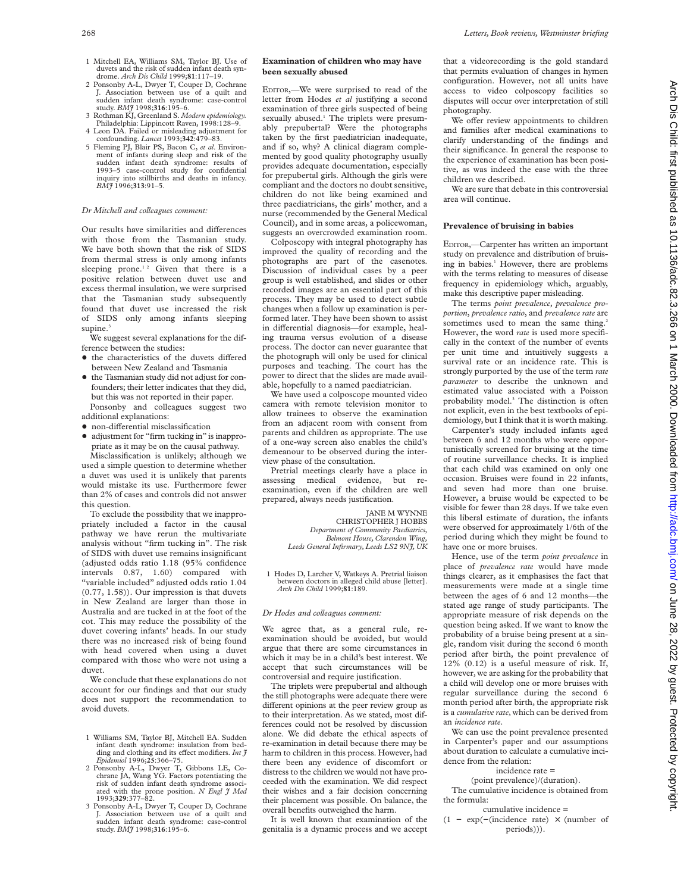1 Mitchell EA, Williams SM, Taylor BJ. Use of duvets and the risk of sudden infant death syndrome. *Arch Dis Child* 1999;**81**:117–19.
2 Ponsonby A-L, Dwyer T, Couper D, Cochrane J. Association between use of a quilt and sudden infant death syndrome: case-control study. *BMJ* 1998;**316**:195–6.
3 Rothman KJ, Greenland S. *Modern epidemiology.* Philadelphia: Lippincott Raven, 1998:128–9.
4 Leon DA. Failed or misleading adjustment for confounding. *Lancet* 1993;**342**:479–83.
5 Fleming PJ, Blair PS, Bacon C, *et al*. Environment of infants during sleep and risk of the sudden infant death syndrome: results of 1993–5 case-control study for confidential inquiry into stillbirths and deaths in infancy. *BMJ* 1996;**313**:91–5.

*Dr Mitchell and colleagues comment:*

Our results have similarities and differences with those from the Tasmanian study. We have both shown that the risk of SIDS from thermal stress is only among infants sleeping prone.[1 2] Given that there is a positive relation between duvet use and excess thermal insulation, we were surprised that the Tasmanian study subsequently found that duvet use increased the risk of SIDS only among infants sleeping supine.[3]

We suggest several explanations for the difference between the studies:

- the characteristics of the duvets differed between New Zealand and Tasmania
- the Tasmanian study did not adjust for confounders; their letter indicates that they did, but this was not reported in their paper.

Ponsonby and colleagues suggest two additional explanations:

- non-differential misclassification
- adjustment for "firm tucking in" is inappropriate as it may be on the causal pathway.

Misclassification is unlikely; although we used a simple question to determine whether a duvet was used it is unlikely that parents would mistake its use. Furthermore fewer than 2% of cases and controls did not answer this question.

To exclude the possibility that we inappropriately included a factor in the causal pathway we have rerun the multivariate analysis without "firm tucking in". The risk of SIDS with duvet use remains insignificant (adjusted odds ratio 1.18 (95% confidence intervals 0.87, 1.60) compared with "variable included" adjusted odds ratio 1.04 (0.77, 1.58)). Our impression is that duvets in New Zealand are larger than those in Australia and are tucked in at the foot of the cot. This may reduce the possibility of the duvet covering infants' heads. In our study there was no increased risk of being found with head covered when using a duvet compared with those who were not using a duvet.

We conclude that these explanations do not account for our findings and that our study does not support the recommendation to avoid duvets.

1 Williams SM, Taylor BJ, Mitchell EA. Sudden infant death syndrome: insulation from bedding and clothing and its effect modifiers. *Int J Epidemiol* 1996;**25**:366–75.
2 Ponsonby A-L, Dwyer T, Gibbons LE, Cochrane JA, Wang YG. Factors potentiating the risk of sudden infant death syndrome associated with the prone position. *N Engl J Med* 1993;**329**:377–82.
3 Ponsonby A-L, Dwyer T, Couper D, Cochrane J. Association between use of a quilt and sudden infant death syndrome: case-control study. *BMJ* 1998;**316**:195–6.

## Examination of children who may have been sexually abused

EDITOR,—We were surprised to read of the letter from Hodes *et al* justifying a second examination of three girls suspected of being sexually abused.[1] The triplets were presumably prepubertal? Were the photographs taken by the first paediatrician inadequate, and if so, why? A clinical diagram complemented by good quality photography usually provides adequate documentation, especially for prepubertal girls. Although the girls were compliant and the doctors no doubt sensitive, children do not like being examined and three paediatricians, the girls' mother, and a nurse (recommended by the General Medical Council), and in some areas, a policewoman, suggests an overcrowded examination room.

Colposcopy with integral photography has improved the quality of recording and the photographs are part of the casenotes. Discussion of individual cases by a peer group is well established, and slides or other recorded images are an essential part of this process. They may be used to detect subtle changes when a follow up examination is performed later. They have been shown to assist in differential diagnosis—for example, healing trauma versus evolution of a disease process. The doctor can never guarantee that the photograph will only be used for clinical purposes and teaching. The court has the power to direct that the slides are made available, hopefully to a named paediatrician.

We have used a colposcope mounted video camera with remote television monitor to allow trainees to observe the examination from an adjacent room with consent from parents and children as appropriate. The use of a one-way screen also enables the child's demeanour to be observed during the interview phase of the consultation.

Pretrial meetings clearly have a place in assessing medical evidence, but re-examination, even if the children are well prepared, always needs justification.

JANE M WYNNE
CHRISTOPHER J HOBBS
*Department of Community Paediatrics, Belmont House, Clarendon Wing, Leeds General Infirmary, Leeds LS2 9NJ, UK*

1 Hodes D, Larcher V, Watkeys A. Pretrial liaison between doctors in alleged child abuse [letter]. *Arch Dis Child* 1999;**81**:189.

*Dr Hodes and colleagues comment:*

We agree that, as a general rule, re-examination should be avoided, but would argue that there are some circumstances in which it may be in a child's best interest. We accept that such circumstances will be controversial and require justification.

The triplets were prepubertal and although the still photographs were adequate there were different opinions at the peer review group as to their interpretation. As we stated, most differences could not be resolved by discussion alone. We did debate the ethical aspects of re-examination in detail because there may be harm to children in this process. However, had there been any evidence of discomfort or distress to the children we would not have proceeded with the examination. We did respect their wishes and a fair decision concerning their placement was possible. On balance, the overall benefits outweighed the harm.

It is well known that examination of the genitalia is a dynamic process and we accept that a videorecording is the gold standard that permits evaluation of changes in hymen configuration. However, not all units have access to video colposcopy facilities so disputes will occur over interpretation of still photography.

We offer review appointments to children and families after medical examinations to clarify understanding of the findings and their significance. In general the response to the experience of examination has been positive, as was indeed the ease with the three children we described.

We are sure that debate in this controversial area will continue.

## Prevalence of bruising in babies

EDITOR,—Carpenter has written an important study on prevalence and distribution of bruising in babies.[1] However, there are problems with the terms relating to measures of disease frequency in epidemiology which, arguably, make this descriptive paper misleading.

The terms *point prevalence*, *prevalence proportion*, *prevalence ratio*, and *prevalence rate* are sometimes used to mean the same thing.[2] However, the word *rate* is used more specifically in the context of the number of events per unit time and intuitively suggests a survival rate or an incidence rate. This is strongly purported by the use of the term *rate parameter* to describe the unknown and estimated value associated with a Poisson probability model.[3] The distinction is often not explicit, even in the best textbooks of epidemiology, but I think that it is worth making.

Carpenter's study included infants aged between 6 and 12 months who were opportunistically screened for bruising at the time of routine surveillance checks. It is implied that each child was examined on only one occasion. Bruises were found in 22 infants, and seven had more than one bruise. However, a bruise would be expected to be visible for fewer than 28 days. If we take even this liberal estimate of duration, the infants were observed for approximately 1/6th of the period during which they might be found to have one or more bruises.

Hence, use of the term *point prevalence* in place of *prevalence rate* would have made things clearer, as it emphasises the fact that measurements were made at a single time between the ages of 6 and 12 months—the stated age range of study participants. The appropriate measure of risk depends on the question being asked. If we want to know the probability of a bruise being present at a single, random visit during the second 6 month period after birth, the point prevalence of 12% (0.12) is a useful measure of risk. If, however, we are asking for the probability that a child will develop one or more bruises with regular surveillance during the second 6 month period after birth, the appropriate risk is a *cumulative rate*, which can be derived from an *incidence rate*.

We can use the point prevalence presented in Carpenter's paper and our assumptions about duration to calculate a cumulative incidence from the relation:

$$\text{incidence rate} = (\text{point prevalence})/(\text{duration}).$$

The cumulative incidence is obtained from the formula:

$$\text{cumulative incidence} = (1 - \exp(-(\text{incidence rate}) \times (\text{number of periods}))).$$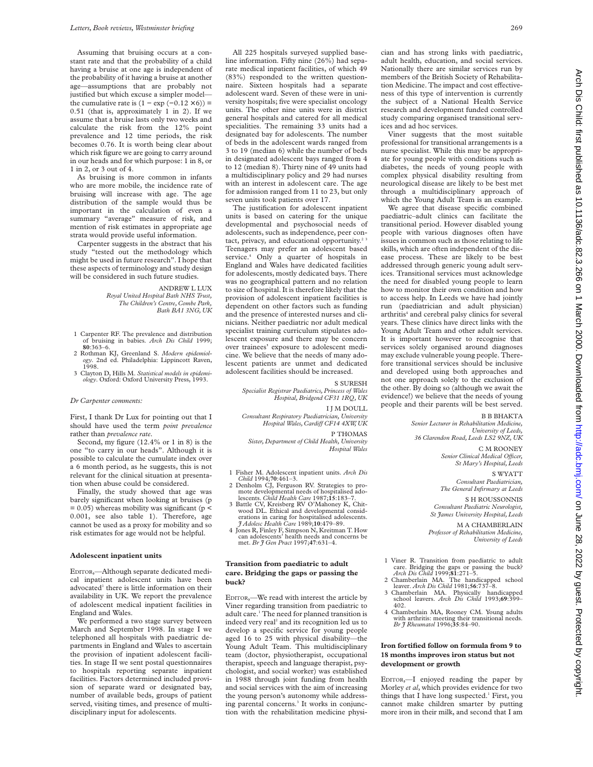Assuming that bruising occurs at a constant rate and that the probability of a child having a bruise at one age is independent of the probability of it having a bruise at another age—assumptions that are probably not justified but which excuse a simpler model—the cumulative rate is $(1 - \exp(-0.12 \times 6)) = 0.51$ (that is, approximately 1 in 2). If we assume that a bruise lasts only two weeks and calculate the risk from the 12% point prevalence and 12 time periods, the risk becomes 0.76. It is worth being clear about which risk figure we are going to carry around in our heads and for which purpose: 1 in 8, or 1 in 2, or 3 out of 4.

As bruising is more common in infants who are more mobile, the incidence rate of bruising will increase with age. The age distribution of the sample would thus be important in the calculation of even a summary "average" measure of risk, and mention of risk estimates in appropriate age strata would provide useful information.

Carpenter suggests in the abstract that his study "tested out the methodology which might be used in future research". I hope that these aspects of terminology and study design will be considered in such future studies.

ANDREW L LUX
*Royal United Hospital Bath NHS Trust, The Children's Centre, Combe Park, Bath BA1 3NG, UK*

1 Carpenter RF. The prevalence and distribution of bruising in babies. *Arch Dis Child* 1999; **80**:363–6.
2 Rothman KJ, Greenland S. *Modern epidemiology*. 2nd ed. Philadelphia: Lippincott Raven, 1998.
3 Clayton D, Hills M. *Statistical models in epidemiology*. Oxford: Oxford University Press, 1993.

*Dr Carpenter comments:*

First, I thank Dr Lux for pointing out that I should have used the term *point prevalence* rather than *prevalence rate*.

Second, my figure (12.4% or 1 in 8) is the one "to carry in our heads". Although it is possible to calculate the cumulate index over a 6 month period, as he suggests, this is not relevant for the clinical situation at presentation when abuse could be considered.

Finally, the study showed that age was barely significant when looking at bruises ($p = 0.05$) whereas mobility was significant ($p < 0.001$, see also table 1). Therefore, age cannot be used as a proxy for mobility and so risk estimates for age would not be helpful.

## Adolescent inpatient units

EDITOR,—Although separate dedicated medical inpatient adolescent units have been advocated[1] there is little information on their availability in UK. We report the prevalence of adolescent medical inpatient facilities in England and Wales.

We performed a two stage survey between March and September 1998. In stage I we telephoned all hospitals with paediatric departments in England and Wales to ascertain the provision of inpatient adolescent facilities. In stage II we sent postal questionnaires to hospitals reporting separate inpatient facilities. Factors determined included provision of separate ward or designated bay, number of available beds, groups of patient served, visiting times, and presence of multidisciplinary input for adolescents.

All 225 hospitals surveyed supplied baseline information. Fifty nine (26%) had separate medical inpatient facilities, of which 49 (83%) responded to the written questionnaire. Sixteen hospitals had a separate adolescent ward. Seven of these were in university hospitals; five were specialist oncology units. The other nine units were in district general hospitals and catered for all medical specialities. The remaining 33 units had a designated bay for adolescents. The number of beds in the adolescent wards ranged from 3 to 19 (median 6) while the number of beds in designated adolescent bays ranged from 4 to 12 (median 8). Thirty nine of 49 units had a multidisciplinary policy and 29 had nurses with an interest in adolescent care. The age for admission ranged from 11 to 23, but only seven units took patients over 17.

The justification for adolescent inpatient units is based on catering for the unique developmental and psychosocial needs of adolescents, such as independence, peer contact, privacy, and educational opportunity.[2 3] Teenagers may prefer an adolescent based service.[4] Only a quarter of hospitals in England and Wales have dedicated facilities for adolescents, mostly dedicated bays. There was no geographical pattern and no relation to size of hospital. It is therefore likely that the provision of adolescent inpatient facilities is dependent on other factors such as funding and the presence of interested nurses and clinicians. Neither paediatric nor adult medical specialist training curriculum stipulates adolescent exposure and there may be concern over trainees' exposure to adolescent medicine. We believe that the needs of many adolescent patients are unmet and dedicated adolescent facilities should be increased.

S SURESH
*Specialist Registrar Paediatrics, Princess of Wales Hospital, Bridgend CF31 1RQ, UK*

I J M DOULL
*Consultant Respiratory Paediatrician, University Hospital Wales, Cardiff CF14 4XW, UK*

P THOMAS
*Sister, Department of Child Health, University Hospital Wales*

1 Fisher M. Adolescent inpatient units. *Arch Dis Child* 1994;**70**:461–3.
2 Denholm CJ, Ferguson RV. Strategies to promote developmental needs of hospitalised adolescents. *Child Health Care* 1987;**15**:183–7.
3 Battle CV, Kreisberg RV O'Mahoney K, Chitwood DL. Ethical and developmental considerations in caring for hospitalised adolescents. *J Adolesc Health Care* 1989;**10**:479–89.
4 Jones R, Finley F, Simpson N, Kreitman T. How can adolescents' health needs and concerns be met. *Br J Gen Pract* 1997;**47**:631–4.

## Transition from paediatric to adult care. Bridging the gaps or passing the buck?

EDITOR,—We read with interest the article by Viner regarding transition from paediatric to adult care.[1] The need for planned transition is indeed very real[2] and its recognition led us to develop a specific service for young people aged 16 to 25 with physical disability—the Young Adult Team. This multidisciplinary team (doctor, physiotherapist, occupational therapist, speech and language therapist, psychologist, and social worker) was established in 1988 through joint funding from health and social services with the aim of increasing the young person's autonomy while addressing parental concerns.[3] It works in conjunction with the rehabilitation medicine physician and has strong links with paediatric, adult health, education, and social services. Nationally there are similar services run by members of the British Society of Rehabilitation Medicine. The impact and cost effectiveness of this type of intervention is currently the subject of a National Health Service research and development funded controlled study comparing organised transitional services and ad hoc services.

Viner suggests that the most suitable professional for transitional arrangements is a nurse specialist. While this may be appropriate for young people with conditions such as diabetes, the needs of young people with complex physical disability resulting from neurological disease are likely to be best met through a multidisciplinary approach of which the Young Adult Team is an example.

We agree that disease specific combined paediatric–adult clinics can facilitate the transitional period. However disabled young people with various diagnoses often have issues in common such as those relating to life skills, which are often independent of the disease process. These are likely to be best addressed through generic young adult services. Transitional services must acknowledge the need for disabled young people to learn how to monitor their own condition and how to access help. In Leeds we have had jointly run (paediatrician and adult physician) arthritis[4] and cerebral palsy clinics for several years. These clinics have direct links with the Young Adult Team and other adult services. It is important however to recognise that services solely organised around diagnoses may exclude vulnerable young people. Therefore transitional services should be inclusive and developed using both approaches and not one approach solely to the exclusion of the other. By doing so (although we await the evidence!) we believe that the needs of young people and their parents will be best served.

B B BHAKTA
*Senior Lecturer in Rehabilitation Medicine, University of Leeds, 36 Clarendon Road, Leeds LS2 9NZ, UK*

C M ROONEY
*Senior Clinical Medical Officer, St Mary's Hospital, Leeds*

S WYATT
*Consultant Paediatrician, The General Infirmary at Leeds*

S H ROUSSONNIS
*Consultant Paediatric Neurologist, St James University Hospital, Leeds*

M A CHAMBERLAIN
*Professor of Rehabilitation Medicine, University of Leeds*

1 Viner R. Transition from paediatric to adult care. Bridging the gaps or passing the buck? *Arch Dis Child* 1999;**81**:271–5.
2 Chamberlain MA. The handicapped school leaver. *Arch Dis Child* 1981;**56**:737–8.
3 Chamberlain MA. Physically handicapped school leavers. *Arch Dis Child* 1993;**69**:399–402.
4 Chamberlain MA, Rooney CM. Young adults with arthritis: meeting their transitional needs. *Br J Rheumatol* 1996;**35**:84–90.

## Iron fortified follow on formula from 9 to 18 months improves iron status but not development or growth

EDITOR,—I enjoyed reading the paper by Morley *et al*, which provides evidence for two things that I have long suspected.[1] First, you cannot make children smarter by putting more iron in their milk, and second that I am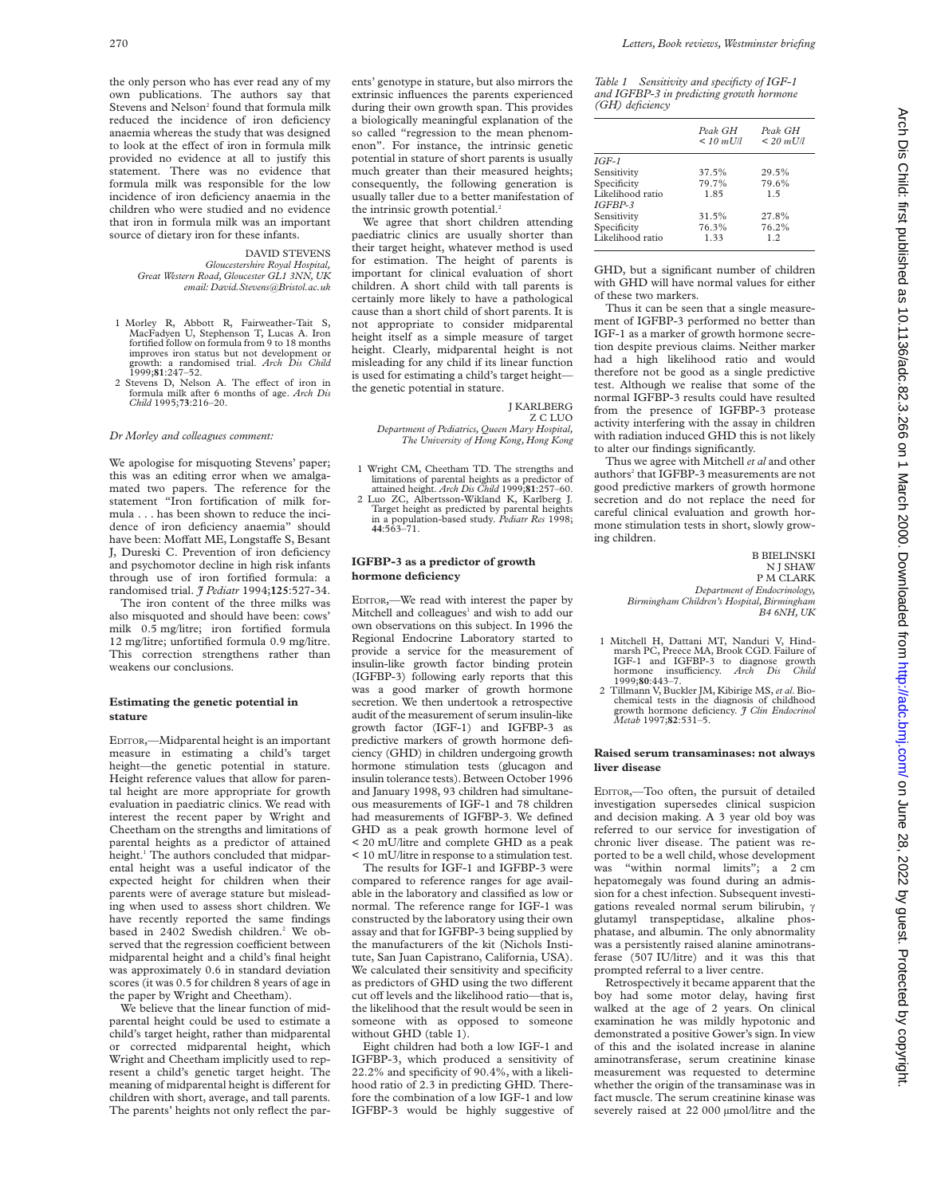the only person who has ever read any of my own publications. The authors say that Stevens and Nelson[2] found that formula milk reduced the incidence of iron deficiency anaemia whereas the study that was designed to look at the effect of iron in formula milk provided no evidence at all to justify this statement. There was no evidence that formula milk was responsible for the low incidence of iron deficiency anaemia in the children who were studied and no evidence that iron in formula milk was an important source of dietary iron for these infants.

DAVID STEVENS
*Gloucestershire Royal Hospital, Great Western Road, Gloucester GL1 3NN, UK*
*email: David.Stevens@Bristol.ac.uk*

1 Morley R, Abbott R, Fairweather-Tait S, MacFadyen U, Stephenson T, Lucas A. Iron fortified follow on formula from 9 to 18 months improves iron status but not development or growth: a randomised trial. *Arch Dis Child* 1999;**81**:247–52.
2 Stevens D, Nelson A. The effect of iron in formula milk after 6 months of age. *Arch Dis Child* 1995;**73**:216–20.

*Dr Morley and colleagues comment:*

We apologise for misquoting Stevens' paper; this was an editing error when we amalgamated two papers. The reference for the statement "Iron fortification of milk formula . . . has been shown to reduce the incidence of iron deficiency anaemia" should have been: Moffatt ME, Longstaffe S, Besant J, Dureski C. Prevention of iron deficiency and psychomotor decline in high risk infants through use of iron fortified formula: a randomised trial. *J Pediatr* 1994;**125**:527-34.

The iron content of the three milks was also misquoted and should have been: cows' milk 0.5 mg/litre; iron fortified formula 12 mg/litre; unfortified formula 0.9 mg/litre. This correction strengthens rather than weakens our conclusions.

## Estimating the genetic potential in stature

EDITOR,—Midparental height is an important measure in estimating a child's target height—the genetic potential in stature. Height reference values that allow for parental height are more appropriate for growth evaluation in paediatric clinics. We read with interest the recent paper by Wright and Cheetham on the strengths and limitations of parental heights as a predictor of attained height.[1] The authors concluded that midparental height was a useful indicator of the expected height for children when their parents were of average stature but misleading when used to assess short children. We have recently reported the same findings based in 2402 Swedish children.[2] We observed that the regression coefficient between midparental height and a child's final height was approximately 0.6 in standard deviation scores (it was 0.5 for children 8 years of age in the paper by Wright and Cheetham).

We believe that the linear function of midparental height could be used to estimate a child's target height, rather than midparental or corrected midparental height, which Wright and Cheetham implicitly used to represent a child's genetic target height. The meaning of midparental height is different for children with short, average, and tall parents. The parents' heights not only reflect the parents' genotype in stature, but also mirrors the extrinsic influences the parents experienced during their own growth span. This provides a biologically meaningful explanation of the so called "regression to the mean phenomenon". For instance, the intrinsic genetic potential in stature of short parents is usually much greater than their measured heights; consequently, the following generation is usually taller due to a better manifestation of the intrinsic growth potential.[2]

We agree that short children attending paediatric clinics are usually shorter than their target height, whatever method is used for estimation. The height of parents is important for clinical evaluation of short children. A short child with tall parents is certainly more likely to have a pathological cause than a short child of short parents. It is not appropriate to consider midparental height itself as a simple measure of target height. Clearly, midparental height is not misleading for any child if its linear function is used for estimating a child's target height—the genetic potential in stature.

J KARLBERG
Z C LUO
*Department of Pediatrics, Queen Mary Hospital, The University of Hong Kong, Hong Kong*

1 Wright CM, Cheetham TD. The strengths and limitations of parental heights as a predictor of attained height. *Arch Dis Child* 1999;**81**:257–60.
2 Luo ZC, Albertsson-Wikland K, Karlberg J. Target height as predicted by parental heights in a population-based study. *Pediatr Res* 1998; **44**:563–71.

## IGFBP-3 as a predictor of growth hormone deficiency

EDITOR,—We read with interest the paper by Mitchell and colleagues[1] and wish to add our own observations on this subject. In 1996 the Regional Endocrine Laboratory started to provide a service for the measurement of insulin-like growth factor binding protein (IGFBP-3) following early reports that this was a good marker of growth hormone secretion. We then undertook a retrospective audit of the measurement of serum insulin-like growth factor (IGF-1) and IGFBP-3 as predictive markers of growth hormone deficiency (GHD) in children undergoing growth hormone stimulation tests (glucagon and insulin tolerance tests). Between October 1996 and January 1998, 93 children had simultaneous measurements of IGF-1 and 78 children had measurements of IGFBP-3. We defined GHD as a peak growth hormone level of < 20 mU/litre and complete GHD as a peak < 10 mU/litre in response to a stimulation test.

The results for IGF-1 and IGFBP-3 were compared to reference ranges for age available in the laboratory and classified as low or normal. The reference range for IGF-1 was constructed by the laboratory using their own assay and that for IGFBP-3 being supplied by the manufacturers of the kit (Nichols Institute, San Juan Capistrano, California, USA). We calculated their sensitivity and specificity as predictors of GHD using the two different cut off levels and the likelihood ratio—that is, the likelihood that the result would be seen in someone with as opposed to someone without GHD (table 1).

Eight children had both a low IGF-1 and IGFBP-3, which produced a sensitivity of 22.2% and specificity of 90.4%, with a likelihood ratio of 2.3 in predicting GHD. Therefore the combination of a low IGF-1 and low IGFBP-3 would be highly suggestive of GHD, but a significant number of children with GHD will have normal values for either of these two markers.

*Table 1 Sensitivity and specificty of IGF-1 and IGFBP-3 in predicting growth hormone (GH) deficiency*

| | *Peak GH < 10 mU/l* | *Peak GH < 20 mU/l* |
|---|---|---|
| *IGF-1* | | |
| Sensitivity | 37.5% | 29.5% |
| Specificity | 79.7% | 79.6% |
| Likelihood ratio | 1.85 | 1.5 |
| *IGFBP-3* | | |
| Sensitivity | 31.5% | 27.8% |
| Specificity | 76.3% | 76.2% |
| Likelihood ratio | 1.33 | 1.2 |

Thus it can be seen that a single measurement of IGFBP-3 performed no better than IGF-1 as a marker of growth hormone secretion despite previous claims. Neither marker had a high likelihood ratio and would therefore not be good as a single predictive test. Although we realise that some of the normal IGFBP-3 results could have resulted from the presence of IGFBP-3 protease activity interfering with the assay in children with radiation induced GHD this is not likely to alter our findings significantly.

Thus we agree with Mitchell *et al* and other authors[2] that IGFBP-3 measurements are not good predictive markers of growth hormone secretion and do not replace the need for careful clinical evaluation and growth hormone stimulation tests in short, slowly growing children.

B BIELINSKI
N J SHAW
P M CLARK
*Department of Endocrinology, Birmingham Children's Hospital, Birmingham B4 6NH, UK*

1 Mitchell H, Dattani MT, Nanduri V, Hindmarsh PC, Preece MA, Brook CGD. Failure of IGF-1 and IGFBP-3 to diagnose growth hormone insufficiency. *Arch Dis Child* 1999;**80**:443–7.
2 Tillmann V, Buckler JM, Kibirige MS, *et al*. Biochemical tests in the diagnosis of childhood growth hormone deficiency. *J Clin Endocrinol Metab* 1997;**82**:531–5.

## Raised serum transaminases: not always liver disease

EDITOR,—Too often, the pursuit of detailed investigation supersedes clinical suspicion and decision making. A 3 year old boy was referred to our service for investigation of chronic liver disease. The patient was reported to be a well child, whose development was "within normal limits"; a 2 cm hepatomegaly was found during an admission for a chest infection. Subsequent investigations revealed normal serum bilirubin, γ glutamyl transpeptidase, alkaline phosphatase, and albumin. The only abnormality was a persistently raised alanine aminotransferase (507 IU/litre) and it was this that prompted referral to a liver centre.

Retrospectively it became apparent that the boy had some motor delay, having first walked at the age of 2 years. On clinical examination he was mildly hypotonic and demonstrated a positive Gower's sign. In view of this and the isolated increase in alanine aminotransferase, serum creatinine kinase measurement was requested to determine whether the origin of the transaminase was in fact muscle. The serum creatinine kinase was severely raised at 22 000 µmol/litre and the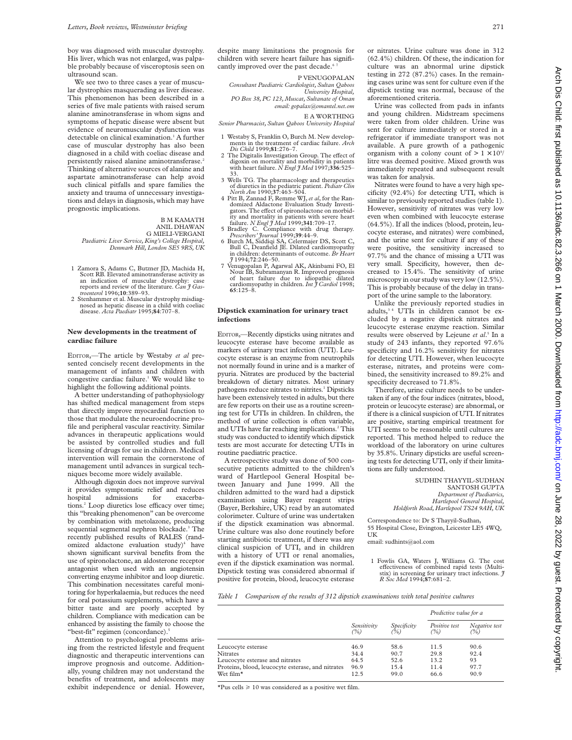boy was diagnosed with muscular dystrophy. His liver, which was not enlarged, was palpable probably because of visceroptosis seen on ultrasound scan.

We see two to three cases a year of muscular dystrophies masquerading as liver disease. This phenomenon has been described in a series of five male patients with raised serum alanine aminotransferase in whom signs and symptoms of hepatic disease were absent but evidence of neuromuscular dysfunction was detectable on clinical examination.[1] A further case of muscular dystrophy has also been diagnosed in a child with coeliac disease and persistently raised alanine aminotransferase.[2] Thinking of alternative sources of alanine and aspartate aminotransferase can help avoid such clinical pitfalls and spare families the anxiety and trauma of unnecessary investigations and delays in diagnosis, which may have prognostic implications.

B M KAMATH
ANIL DHAWAN
G MIELI-VERGANI
*Paediatric Liver Service, King's College Hospital, Denmark Hill, London SE5 9RS, UK*

1 Zamora S, Adams C, Butzner JD, Machida H, Scott RB. Elevated aminotransferase activity as an indication of muscular dystrophy: case reports and review of the literature. *Can J Gastroenterol* 1996;**10**:389–93.
2 Stenhammer et al. Muscular dystrophy misdiagnosed as hepatic disease in a child with coeliac disease. *Acta Paediatr* 1995;**84**:707–8.

## New developments in the treatment of cardiac failure

EDITOR,—The article by Westaby *et al* presented concisely recent developments in the management of infants and children with congestive cardiac failure.[1] We would like to highlight the following additional points.

A better understanding of pathophysiology has shifted medical management from steps that directly improve myocardial function to those that modulate the neuroendocrine profile and peripheral vascular reactivity. Similar advances in therapeutic applications would be assisted by controlled studies and full licensing of drugs for use in children. Medical intervention will remain the cornerstone of management until advances in surgical techniques become more widely available.

Although digoxin does not improve survival it provides symptomatic relief and reduces hospital admissions for exacerbations.[2] Loop diuretics lose efficacy over time; this "breaking phenomenon" can be overcome by combination with metolazone, producing sequential segmental nephron blockade.[3] The recently published results of RALES (randomized aldactone evaluation study)[4] have shown significant survival benefits from the use of spironolactone, an aldosterone receptor antagonist when used with an angiotensin converting enzyme inhibitor and loop diuretic. This combination necessitates careful monitoring for hyperkalaemia, but reduces the need for oral potassium supplements, which have a bitter taste and are poorly accepted by children. Compliance with medication can be enhanced by assisting the family to choose the "best-fit" regimen (concordance).[5]

Attention to psychological problems arising from the restricted lifestyle and frequent diagnostic and therapeutic interventions can improve prognosis and outcome. Additionally, young children may not understand the benefits of treatment, and adolescents may exhibit independence or denial. However, despite many limitations the prognosis for children with severe heart failure has significantly improved over the past decade.[6,7]

P VENUGOPALAN
*Consultant Paediatric Cardiologist, Sultan Qaboos University Hospital, PO Box 38, PC 123, Muscat, Sultanate of Oman*
*email: gopalax@omantel.net.om*

E A WORTHING
*Senior Pharmacist, Sultan Qaboos University Hospital*

1 Westaby S, Franklin O, Burch M. New developments in the treatment of cardiac failure. *Arch Dis Child* 1999;**81**:276–7.
2 The Digitalis Investigation Group. The effect of digoxin on mortality and morbidity in patients with heart failure. *N Engl J Med* 1997;**336**:525–33.
3 Wells TG. The pharmacology and therapeutics of diuretics in the pediatric patient. *Pediatr Clin North Am* 1990;**37**:463–504.
4 Pitt B, Zannad F, Remme WJ, *et al*, for the Randomized Aldactone Evaluation Study Investigators. The effect of spironolactone on morbidity and mortality in patients with severe heart failure. *N Engl J Med* 1999;**341**:709–17.
5 Bradley C. Compliance with drug therapy. *Prescribers' Journal* 1999;**39**:44–9.
6 Burch M, Siddiqi SA, Celermajer DS, Scott C, Bull C, Deanfield JE. Dilated cardiomyopathy in children: determinants of outcome. *Br Heart J* 1994;**72**:246–50.
7 Venugopalan P, Agarwal AK, Akinbami FO, El Nour IB, Subramanyan R. Improved prognosis of heart failure due to idiopathic dilated cardiomyopathy in children. *Int J Cardiol* 1998; **65**:125–8.

## Dipstick examination for urinary tract infections

EDITOR,—Recently dipsticks using nitrates and leucocyte esterase have become available as markers of urinary tract infection (UTI). Leucocyte esterase is an enzyme from neutrophils not normally found in urine and is a marker of pyuria. Nitrates are produced by the bacterial breakdown of dietary nitrates. Most urinary pathogens reduce nitrates to nitrites.[1] Dipsticks have been extensively tested in adults, but there are few reports on their use as a routine screening test for UTIs in children. In children, the method of urine collection is often variable, and UTIs have far reaching implications.[2] This study was conducted to identify which dipstick tests are most accurate for detecting UTIs in routine paediatric practice.

A retrospective study was done of 500 consecutive patients admitted to the children's ward of Hartlepool General Hospital between January and June 1999. All the children admitted to the ward had a dipstick examination using Bayer reagent strips (Bayer, Berkshire, UK) read by an automated colorimeter. Culture of urine was undertaken if the dipstick examination was abnormal. Urine culture was also done routinely before starting antibiotic treatment, if there was any clinical suspicion of UTI, and in children with a history of UTI or renal anomalies, even if the dipstick examination was normal. Dipstick testing was considered abnormal if positive for protein, blood, leucocyte esterase or nitrates. Urine culture was done in 312 (62.4%) children. Of these, the indication for culture was an abnormal urine dipstick testing in 272 (87.2%) cases. In the remaining cases urine was sent for culture even if the dipstick testing was normal, because of the aforementioned criteria.

Urine was collected from pads in infants and young children. Midstream specimens were taken from older children. Urine was sent for culture immediately or stored in a refrigerator if immediate transport was not available. A pure growth of a pathogenic organism with a colony count of $> 1 \times 10^{9}$/litre was deemed positive. Mixed growth was immediately repeated and subsequent result was taken for analysis.

Nitrates were found to have a very high specificity (92.4%) for detecting UTI, which is similar to previously reported studies (table 1). However, sensitivity of nitrates was very low even when combined with leucocyte esterase (64.5%). If all the indices (blood, protein, leucocyte esterase, and nitrates) were combined, and the urine sent for culture if any of these were positive, the sensitivity increased to 97.7% and the chance of missing a UTI was very small. Specificity, however, then decreased to 15.4%. The sensitivity of urine microscopy in our study was very low (12.5%). This is probably because of the delay in transport of the urine sample to the laboratory.

Unlike the previously reported studies in adults,[3,4] UTIs in children cannot be excluded by a negative dipstick nitrates and leucocyte esterase enzyme reaction. Similar results were observed by Lejeune *et al*.[5] In a study of 243 infants, they reported 97.6% specificity and 16.2% sensitivity for nitrates for detecting UTI. However, when leucocyte esterase, nitrates, and proteins were combined, the sensitivity increased to 89.2% and specificity decreased to 71.8%.

Therefore, urine culture needs to be undertaken if any of the four indices (nitrates, blood, protein or leucocyte esterase) are abnormal, or if there is a clinical suspicion of UTI. If nitrates are positive, starting empirical treatment for UTI seems to be reasonable until cultures are reported. This method helped to reduce the workload of the laboratory on urine cultures by 35.8%. Urinary dipsticks are useful screening tests for detecting UTI, only if their limitations are fully understood.

SUDHIN THAYYIL-SUDHAN
SANTOSH GUPTA
*Department of Paediatrics, Hartlepool General Hospital, Holdforth Road, Hartlepool TS24 9AH, UK*

Correspondence to: Dr S Thayyil-Sudhan, 55 Hospital Close, Evington, Leicester LE5 4WQ, UK
email: sudhints@aol.com

1 Fowlis GA, Waters J, Williams G. The cost effectiveness of combined rapid tests (Multistix) in screening for urinary tract infections. *J R Soc Med* 1994;**87**:681–2.

*Table 1 Comparison of the results of 312 dipstick examinations with total positive cultures*

| | Sensitivity (%) | Specificity (%) | Predictive value for a | |
|---|---|---|---|---|
| | | | Positive test (%) | Negative test (%) |
| Leucocyte esterase | 46.9 | 58.6 | 11.5 | 90.6 |
| Nitrates | 34.4 | 90.7 | 29.8 | 92.4 |
| Leucocyte esterase and nitrates | 64.5 | 52.6 | 13.2 | 93 |
| Proteins, blood, leucocyte esterase, and nitrates | 96.9 | 15.4 | 11.4 | 97.7 |
| Wet film* | 12.5 | 99.0 | 66.6 | 90.9 |

*Pus cells ≥ 10 was considered as a positive wet film.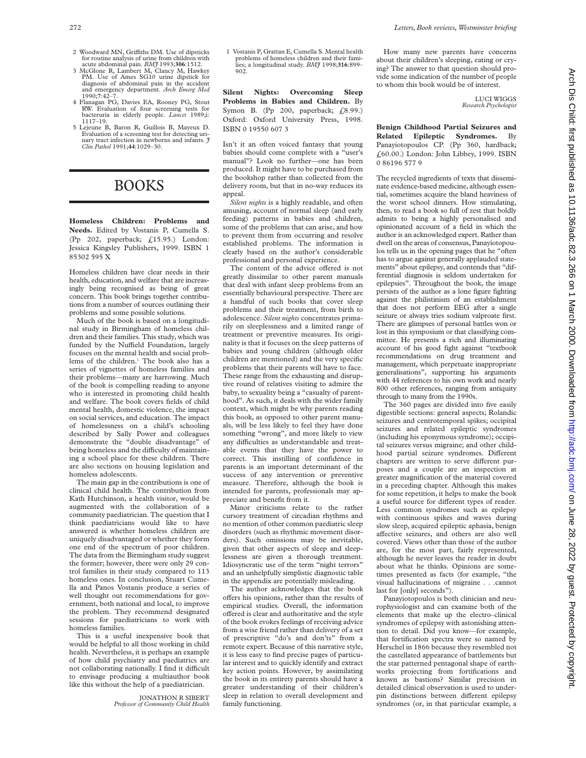2 Woodward MN, Griffiths DM. Use of dipsticks for routine analysis of urine from children with acute abdominal pain. *BMJ* 1993;**306**:1512.
3 McGlone R, Lambert M, Clancy M, Hawkey PM. Use of Ames SG10 urine dipstick for diagnosis of abdominal pain in the accident and emergency department. *Arch Emerg Med* 1990;**7**:42–7.
4 Flanagan PG, Davies EA, Rooney PG, Stout RW. Evaluation of four screening tests for bacteruria in elderly people. *Lancet* 1989;**i**:1117–19.
5 Lejeune B, Baron R, Guillois B, Mayeux D. Evaluation of a screening test for detecting urinary tract infection in newborns and infants. *J Clin Pathol* 1991;**44**:1029–30.

# BOOKS

**Homeless Children: Problems and Needs.** Edited by Vostanis P, Cumella S. (Pp 202, paperback; £15.95.) London: Jessica Kingsley Publishers, 1999. ISBN 1 85302 595 X

Homeless children have clear needs in their health, education, and welfare that are increasingly being recognised as being of great concern. This book brings together contributions from a number of sources outlining their problems and some possible solutions.

Much of the book is based on a longitudinal study in Birmingham of homeless children and their families. This study, which was funded by the Nuffield Foundation, largely focuses on the mental health and social problems of the children.[1] The book also has a series of vignettes of homeless families and their problems—many are harrowing. Much of the book is compelling reading to anyone who is interested in promoting child health and welfare. The book covers fields of child mental health, domestic violence, the impact on social services, and education. The impact of homelessness on a child's schooling described by Sally Power and colleagues demonstrate the "double disadvantage" of being homeless and the difficulty of maintaining a school place for these children. There are also sections on housing legislation and homeless adolescents.

The main gap in the contributions is one of clinical child health. The contribution from Kath Hutchinson, a health visitor, would be augmented with the collaboration of a community paediatrician. The question that I think paediatricians would like to have answered is whether homeless children are uniquely disadvantaged or whether they form one end of the spectrum of poor children. The data from the Birmingham study suggest the former; however, there were only 29 control families in their study compared to 113 homeless ones. In conclusion, Stuart Cumella and Panos Vostanis produce a series of well thought out recommendations for government, both national and local, to improve the problem. They recommend designated sessions for paediatricians to work with homeless families.

This is a useful inexpensive book that would be helpful to all those working in child health. Nevertheless, it is perhaps an example of how child psychiatry and paediatrics are not collaborating nationally. I find it difficult to envisage producing a multiauthor book like this without the help of a paediatrician.

JONATHON R SIBERT
*Professor of Community Child Health*

1 Vostanis P, Grattan E, Cumella S. Mental health problems of homeless children and their families; a longitudinal study. *BMJ* 1998;**316**:899–902.

**Silent Nights: Overcoming Sleep Problems in Babies and Children.** By Symon B. (Pp 200, paperback; £8.99.) Oxford: Oxford University Press, 1998. ISBN 0 19550 607 3

Isn't it an often voiced fantasy that young babies should come complete with a "user's manual"? Look no further—one has been produced. It might have to be purchased from the bookshop rather than collected from the delivery room, but that in no-way reduces its appeal.

*Silent nights* is a highly readable, and often amusing, account of normal sleep (and early feeding) patterns in babies and children, some of the problems that can arise, and how to prevent them from occurring and resolve established problems. The information is clearly based on the author's considerable professional and personal experience.

The content of the advice offered is not greatly dissimilar to other parent manuals that deal with infant sleep problems from an essentially behavioural perspective. There are a handful of such books that cover sleep problems and their treatment, from birth to adolescence. *Silent nights* concentrates primarily on sleeplessness and a limited range of treatment or preventive measures. Its originality is that it focuses on the sleep patterns of babies and young children (although older children are mentioned) and the very specific problems that their parents will have to face. These range from the exhausting and disruptive round of relatives visiting to admire the baby, to sexuality being a "casualty of parenthood". As such, it deals with the wider family context, which might be why parents reading this book, as opposed to other parent manuals, will be less likely to feel they have done something "wrong", and more likely to view any difficulties as understandable and treatable events that they have the power to correct. This instilling of confidence in parents is an important determinant of the success of any intervention or preventive measure. Therefore, although the book is intended for parents, professionals may appreciate and benefit from it.

Minor criticisms relate to the rather cursory treatment of circadian rhythms and no mention of other common paediatric sleep disorders (such as rhythmic movement disorders). Such omissions may be inevitable, given that other aspects of sleep and sleeplessness are given a thorough treatment. Idiosyncratic use of the term "night terrors" and an unhelpfully simplistic diagnostic table in the appendix are potentially misleading.

The author acknowledges that the book offers his opinions, rather than the results of empirical studies. Overall, the information offered is clear and authoritative and the style of the book evokes feelings of receiving advice from a wise friend rather than delivery of a set of prescriptive "do's and don'ts" from a remote expert. Because of this narrative style, it is less easy to find precise pages of particular interest and to quickly identify and extract key action points. However, by assimilating the book in its entirety parents should have a greater understanding of their children's sleep in relation to overall development and family functioning.

How many new parents have concerns about their children's sleeping, eating or crying? The answer to that question should provide some indication of the number of people to whom this book would be of interest.

LUCI WIGGS
*Research Psychologist*

**Benign Childhood Partial Seizures and Related Epileptic Syndromes.** By Panayiotopoulos CP. (Pp 360, hardback; £60.00.) London: John Libbey, 1999. ISBN 0 86196 577 9

The recycled ingredients of texts that disseminate evidence-based medicine, although essential, sometimes acquire the bland heaviness of the worst school dinners. How stimulating, then, to read a book so full of zest that boldly admits to being a highly personalised and opinionated account of a field in which the author is an acknowledged expert. Rather than dwell on the areas of consensus, Panayiotopoulos tells us in the opening pages that he "often has to argue against generally applauded statements" about epilepsy, and contends that "differential diagnosis is seldom undertaken for epilepsies". Throughout the book, the image persists of the author as a lone figure fighting against the philistinism of an establishment that does not perform EEG after a single seizure or always tries sodium valproate first. There are glimpses of personal battles won or lost in this symposium or that classifying committee. He presents a rich and illuminating account of his good fight against "textbook recommendations on drug treatment and management, which perpetuate inappropriate generalisations", supporting his arguments with 44 references to his own work and nearly 800 other references, ranging from antiquity through to many from the 1990s.

The 360 pages are divided into five easily digestible sections: general aspects; Rolandic seizures and centrotemporal spikes; occipital seizures and related epileptic syndromes (including his eponymous syndrome); occipital seizures versus migraine; and other childhood partial seizure syndromes. Different chapters are written to serve different purposes and a couple are an inspection at greater magnification of the material covered in a preceding chapter. Although this makes for some repetition, it helps to make the book a useful source for different types of reader. Less common syndromes such as epilepsy with continuous spikes and waves during slow sleep, acquired epileptic aphasia, benign affective seizures, and others are also well covered. Views other than those of the author are, for the most part, fairly represented, although he never leaves the reader in doubt about what he thinks. Opinions are sometimes presented as facts (for example, "the visual hallucinations of migraine . . .cannot last for [only] seconds").

Panayiotopoulos is both clinician and neurophysiologist and can examine both of the elements that make up the electro–clinical syndromes of epilepsy with astonishing attention to detail. Did you know—for example, that fortification spectra were so named by Herschel in 1866 because they resembled not the castellated appearance of battlements but the star patterned pentagonal shape of earthworks projecting from fortifications and known as bastions? Similar precision in detailed clinical observation is used to underpin distinctions between different epilepsy syndromes (or, in that particular example, a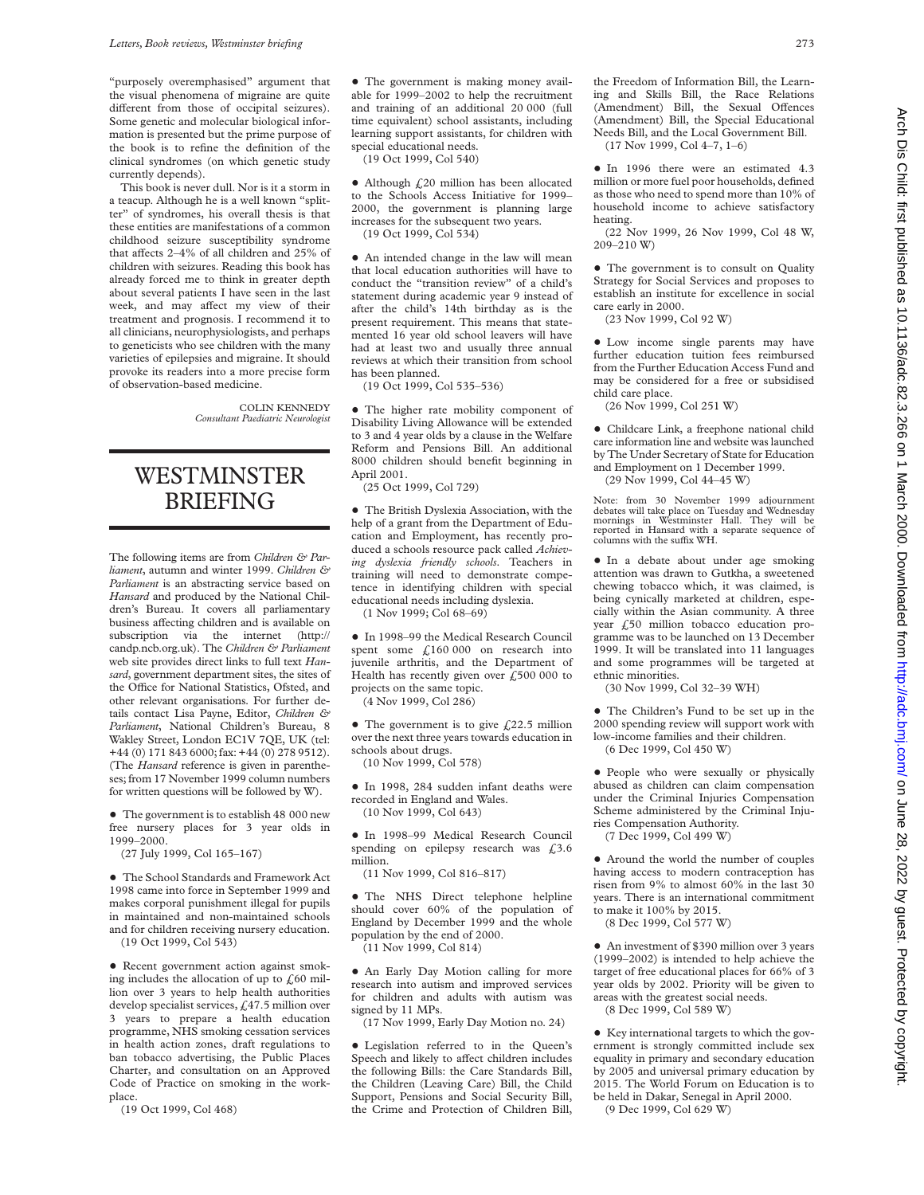"purposely overemphasised" argument that the visual phenomena of migraine are quite different from those of occipital seizures). Some genetic and molecular biological information is presented but the prime purpose of the book is to refine the definition of the clinical syndromes (on which genetic study currently depends).

This book is never dull. Nor is it a storm in a teacup. Although he is a well known "splitter" of syndromes, his overall thesis is that these entities are manifestations of a common childhood seizure susceptibility syndrome that affects 2–4% of all children and 25% of children with seizures. Reading this book has already forced me to think in greater depth about several patients I have seen in the last week, and may affect my view of their treatment and prognosis. I recommend it to all clinicians, neurophysiologists, and perhaps to geneticists who see children with the many varieties of epilepsies and migraine. It should provoke its readers into a more precise form of observation-based medicine.

COLIN KENNEDY
*Consultant Paediatric Neurologist*

# WESTMINSTER BRIEFING

The following items are from *Children & Parliament*, autumn and winter 1999. *Children & Parliament* is an abstracting service based on *Hansard* and produced by the National Children's Bureau. It covers all parliamentary business affecting children and is available on subscription via the internet (http://candp.ncb.org.uk). The *Children & Parliament* web site provides direct links to full text *Hansard*, government department sites, the sites of the Office for National Statistics, Ofsted, and other relevant organisations. For further details contact Lisa Payne, Editor, *Children & Parliament*, National Children's Bureau, 8 Wakley Street, London EC1V 7QE, UK (tel: +44 (0) 171 843 6000; fax: +44 (0) 278 9512). (The *Hansard* reference is given in parentheses; from 17 November 1999 column numbers for written questions will be followed by W).

- The government is to establish 48 000 new free nursery places for 3 year olds in 1999–2000.
  (27 July 1999, Col 165–167)

- The School Standards and Framework Act 1998 came into force in September 1999 and makes corporal punishment illegal for pupils in maintained and non-maintained schools and for children receiving nursery education.
  (19 Oct 1999, Col 543)

- Recent government action against smoking includes the allocation of up to £60 million over 3 years to help health authorities develop specialist services, £47.5 million over 3 years to prepare a health education programme, NHS smoking cessation services in health action zones, draft regulations to ban tobacco advertising, the Public Places Charter, and consultation on an Approved Code of Practice on smoking in the workplace.
  (19 Oct 1999, Col 468)

- The government is making money available for 1999–2002 to help the recruitment and training of an additional 20 000 (full time equivalent) school assistants, including learning support assistants, for children with special educational needs.
  (19 Oct 1999, Col 540)

- Although £20 million has been allocated to the Schools Access Initiative for 1999–2000, the government is planning large increases for the subsequent two years.
  (19 Oct 1999, Col 534)

- An intended change in the law will mean that local education authorities will have to conduct the "transition review" of a child's statement during academic year 9 instead of after the child's 14th birthday as is the present requirement. This means that statemented 16 year old school leavers will have had at least two and usually three annual reviews at which their transition from school has been planned.
  (19 Oct 1999, Col 535–536)

- The higher rate mobility component of Disability Living Allowance will be extended to 3 and 4 year olds by a clause in the Welfare Reform and Pensions Bill. An additional 8000 children should benefit beginning in April 2001.
  (25 Oct 1999, Col 729)

- The British Dyslexia Association, with the help of a grant from the Department of Education and Employment, has recently produced a schools resource pack called *Achieving dyslexia friendly schools*. Teachers in training will need to demonstrate competence in identifying children with special educational needs including dyslexia.
  (1 Nov 1999; Col 68–69)

- In 1998–99 the Medical Research Council spent some £160 000 on research into juvenile arthritis, and the Department of Health has recently given over £500 000 to projects on the same topic.
  (4 Nov 1999, Col 286)

- The government is to give £22.5 million over the next three years towards education in schools about drugs.
  (10 Nov 1999, Col 578)

- In 1998, 284 sudden infant deaths were recorded in England and Wales.
  (10 Nov 1999, Col 643)

- In 1998–99 Medical Research Council spending on epilepsy research was £3.6 million.
  (11 Nov 1999, Col 816–817)

- The NHS Direct telephone helpline should cover 60% of the population of England by December 1999 and the whole population by the end of 2000.
  (11 Nov 1999, Col 814)

- An Early Day Motion calling for more research into autism and improved services for children and adults with autism was signed by 11 MPs.
  (17 Nov 1999, Early Day Motion no. 24)

- Legislation referred to in the Queen's Speech and likely to affect children includes the following Bills: the Care Standards Bill, the Children (Leaving Care) Bill, the Child Support, Pensions and Social Security Bill, the Crime and Protection of Children Bill, the Freedom of Information Bill, the Learning and Skills Bill, the Race Relations (Amendment) Bill, the Sexual Offences (Amendment) Bill, the Special Educational Needs Bill, and the Local Government Bill.
  (17 Nov 1999, Col 4–7, 1–6)

- In 1996 there were an estimated 4.3 million or more fuel poor households, defined as those who need to spend more than 10% of household income to achieve satisfactory heating.
  (22 Nov 1999, 26 Nov 1999, Col 48 W, 209–210 W)

- The government is to consult on Quality Strategy for Social Services and proposes to establish an institute for excellence in social care early in 2000.
  (23 Nov 1999, Col 92 W)

- Low income single parents may have further education tuition fees reimbursed from the Further Education Access Fund and may be considered for a free or subsidised child care place.
  (26 Nov 1999, Col 251 W)

- Childcare Link, a freephone national child care information line and website was launched by The Under Secretary of State for Education and Employment on 1 December 1999.
  (29 Nov 1999, Col 44–45 W)

Note: from 30 November 1999 adjournment debates will take place on Tuesday and Wednesday mornings in Westminster Hall. They will be reported in Hansard with a separate sequence of columns with the suffix WH.

- In a debate about under age smoking attention was drawn to Gutkha, a sweetened chewing tobacco which, it was claimed, is being cynically marketed at children, especially within the Asian community. A three year £50 million tobacco education programme was to be launched on 13 December 1999. It will be translated into 11 languages and some programmes will be targeted at ethnic minorities.
  (30 Nov 1999, Col 32–39 WH)

- The Children's Fund to be set up in the 2000 spending review will support work with low-income families and their children.
  (6 Dec 1999, Col 450 W)

- People who were sexually or physically abused as children can claim compensation under the Criminal Injuries Compensation Scheme administered by the Criminal Injuries Compensation Authority.
  (7 Dec 1999, Col 499 W)

- Around the world the number of couples having access to modern contraception has risen from 9% to almost 60% in the last 30 years. There is an international commitment to make it 100% by 2015.
  (8 Dec 1999, Col 577 W)

- An investment of $390 million over 3 years (1999–2002) is intended to help achieve the target of free educational places for 66% of 3 year olds by 2002. Priority will be given to areas with the greatest social needs.
  (8 Dec 1999, Col 589 W)

- Key international targets to which the government is strongly committed include sex equality in primary and secondary education by 2005 and universal primary education by 2015. The World Forum on Education is to be held in Dakar, Senegal in April 2000.
  (9 Dec 1999, Col 629 W)